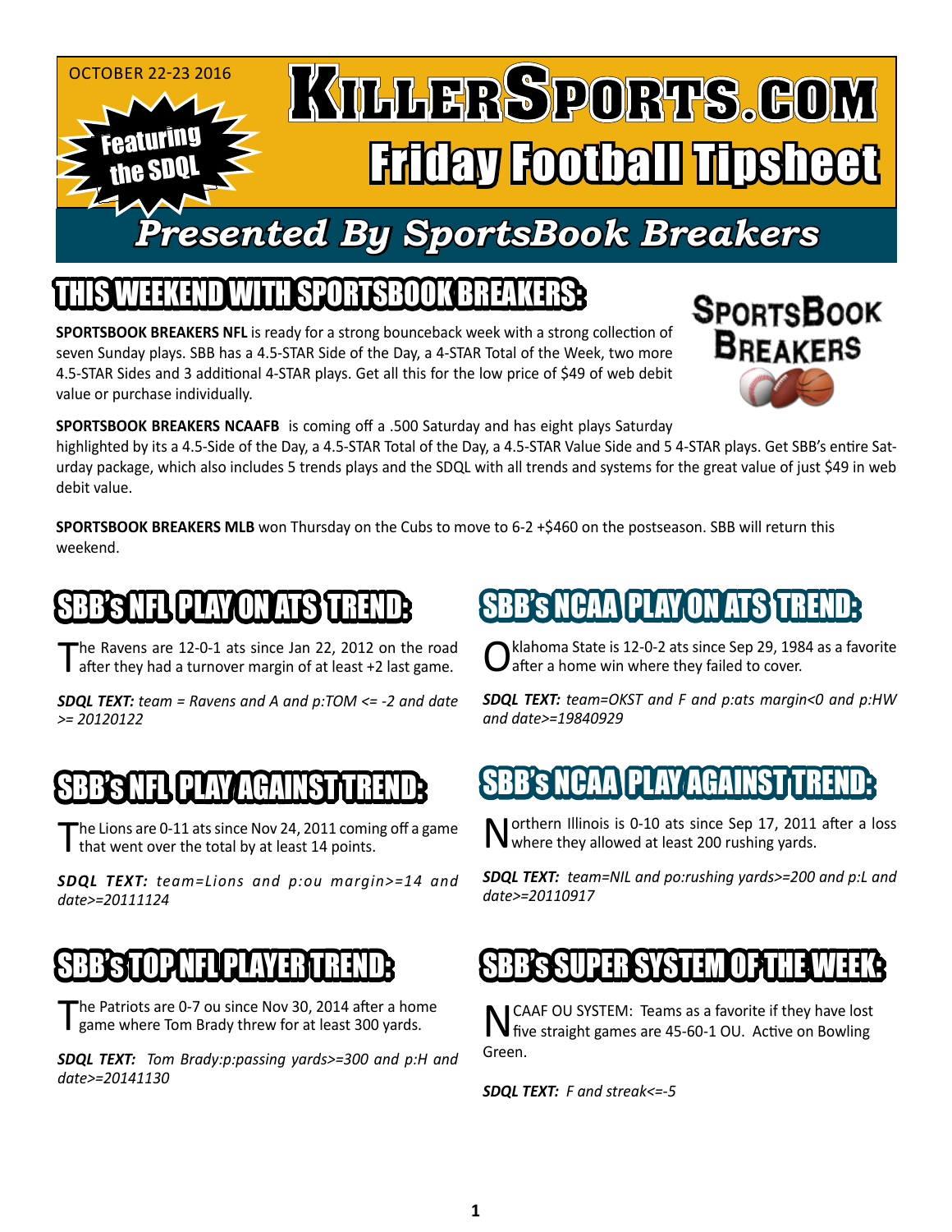OCTOBER 22-23 2016

Featuring the SDQL

# KillerSports.com

## Friday Football Tipsheet

### Presented By SportsBook Breakers

## THIS WEEKEND WITH SPORTSBOOK BREAKERS:

SportsBook Breakers

**SPORTSBOOK BREAKERS NFL** is ready for a strong bounceback week with a strong collection of seven Sunday plays. SBB has a 4.5-STAR Side of the Day, a 4-STAR Total of the Week, two more 4.5-STAR Sides and 3 additional 4-STAR plays. Get all this for the low price of $49 of web debit value or purchase individually.

**SPORTSBOOK BREAKERS NCAAFB** is coming off a .500 Saturday and has eight plays Saturday highlighted by its a 4.5-Side of the Day, a 4.5-STAR Total of the Day, a 4.5-STAR Value Side and 5 4-STAR plays. Get SBB's entire Saturday package, which also includes 5 trends plays and the SDQL with all trends and systems for the great value of just $49 in web debit value.

**SPORTSBOOK BREAKERS MLB** won Thursday on the Cubs to move to 6-2 +$460 on the postseason. SBB will return this weekend.

## SBB's NFL PLAY ON ATS TREND:

The Ravens are 12-0-1 ats since Jan 22, 2012 on the road after they had a turnover margin of at least +2 last game.

***SDQL TEXT:*** *team = Ravens and A and p:TOM <= -2 and date >= 20120122*

## SBB's NFL PLAY AGAINST TREND:

The Lions are 0-11 ats since Nov 24, 2011 coming off a game that went over the total by at least 14 points.

***SDQL TEXT:*** *team=Lions and p:ou margin>=14 and date>=20111124*

## SBB's TOP NFL PLAYER TREND:

The Patriots are 0-7 ou since Nov 30, 2014 after a home game where Tom Brady threw for at least 300 yards.

***SDQL TEXT:*** *Tom Brady:p:passing yards>=300 and p:H and date>=20141130*

## SBB's NCAA PLAY ON ATS TREND:

Oklahoma State is 12-0-2 ats since Sep 29, 1984 as a favorite after a home win where they failed to cover.

***SDQL TEXT:*** *team=OKST and F and p:ats margin<0 and p:HW and date>=19840929*

## SBB's NCAA PLAY AGAINST TREND:

Northern Illinois is 0-10 ats since Sep 17, 2011 after a loss where they allowed at least 200 rushing yards.

***SDQL TEXT:*** *team=NIL and po:rushing yards>=200 and p:L and date>=20110917*

## SBB's SUPER SYSTEM OF THE WEEK:

NCAAF OU SYSTEM: Teams as a favorite if they have lost five straight games are 45-60-1 OU. Active on Bowling Green.

***SDQL TEXT:*** *F and streak<=-5*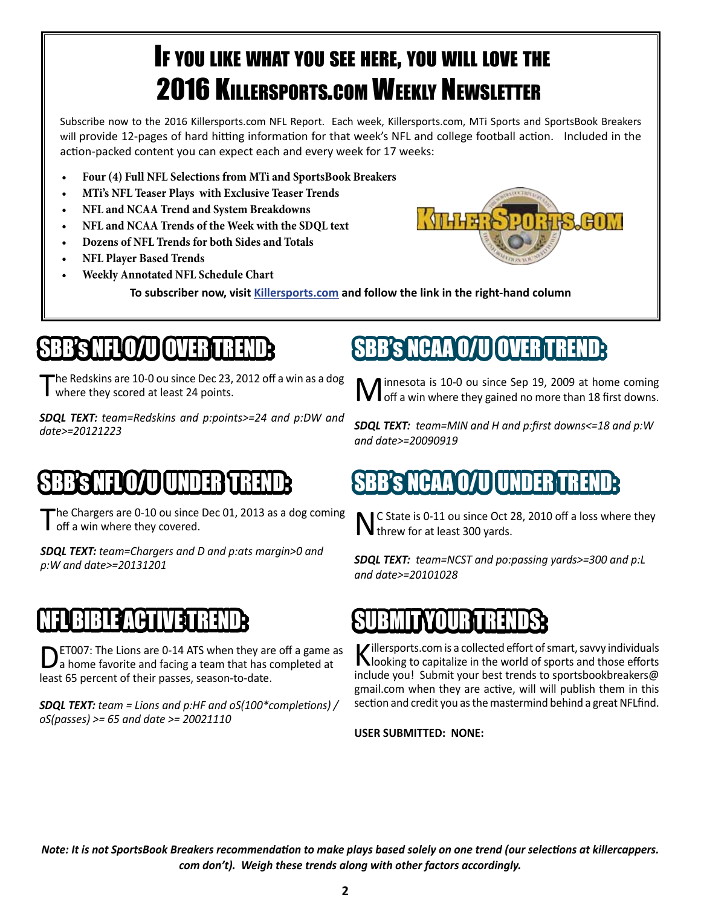# If you like what you see here, you will love the 2016 Killersports.com Weekly Newsletter

Subscribe now to the 2016 Killersports.com NFL Report. Each week, Killersports.com, MTi Sports and SportsBook Breakers will provide 12-pages of hard hitting information for that week's NFL and college football action. Included in the action-packed content you can expect each and every week for 17 weeks:

- **Four (4) Full NFL Selections from MTi and SportsBook Breakers**
- **MTi's NFL Teaser Plays with Exclusive Teaser Trends**
- **NFL and NCAA Trend and System Breakdowns**
- **NFL and NCAA Trends of the Week with the SDQL text**
- **Dozens of NFL Trends for both Sides and Totals**
- **NFL Player Based Trends**
- **Weekly Annotated NFL Schedule Chart**

**To subscriber now, visit Killersports.com and follow the link in the right-hand column**

## SBB's NFL O/U Over Trend:

The Redskins are 10-0 ou since Dec 23, 2012 off a win as a dog where they scored at least 24 points.

***SDQL TEXT:*** *team=Redskins and p:points>=24 and p:DW and date>=20121223*

## SBB's NFL O/U Under Trend:

The Chargers are 0-10 ou since Dec 01, 2013 as a dog coming off a win where they covered.

***SDQL TEXT:*** *team=Chargers and D and p:ats margin>0 and p:W and date>=20131201*

## NFL Bible Active Trend:

DET007: The Lions are 0-14 ATS when they are off a game as a home favorite and facing a team that has completed at least 65 percent of their passes, season-to-date.

***SDQL TEXT:*** *team = Lions and p:HF and oS(100*completions) / oS(passes) >= 65 and date >= 20021110*

## SBB's NCAA O/U Over Trend:

Minnesota is 10-0 ou since Sep 19, 2009 at home coming off a win where they gained no more than 18 first downs.

***SDQL TEXT:*** *team=MIN and H and p:first downs<=18 and p:W and date>=20090919*

## SBB's NCAA O/U Under Trend:

NC State is 0-11 ou since Oct 28, 2010 off a loss where they threw for at least 300 yards.

***SDQL TEXT:*** *team=NCST and po:passing yards>=300 and p:L and date>=20101028*

## Submit Your Trends:

Killersports.com is a collected effort of smart, savvy individuals looking to capitalize in the world of sports and those efforts include you! Submit your best trends to sportsbookbreakers@gmail.com when they are active, will will publish them in this section and credit you as the mastermind behind a great NFLfind.

**USER SUBMITTED: NONE:**

***Note: It is not SportsBook Breakers recommendation to make plays based solely on one trend (our selections at killercappers.com don't). Weigh these trends along with other factors accordingly.***